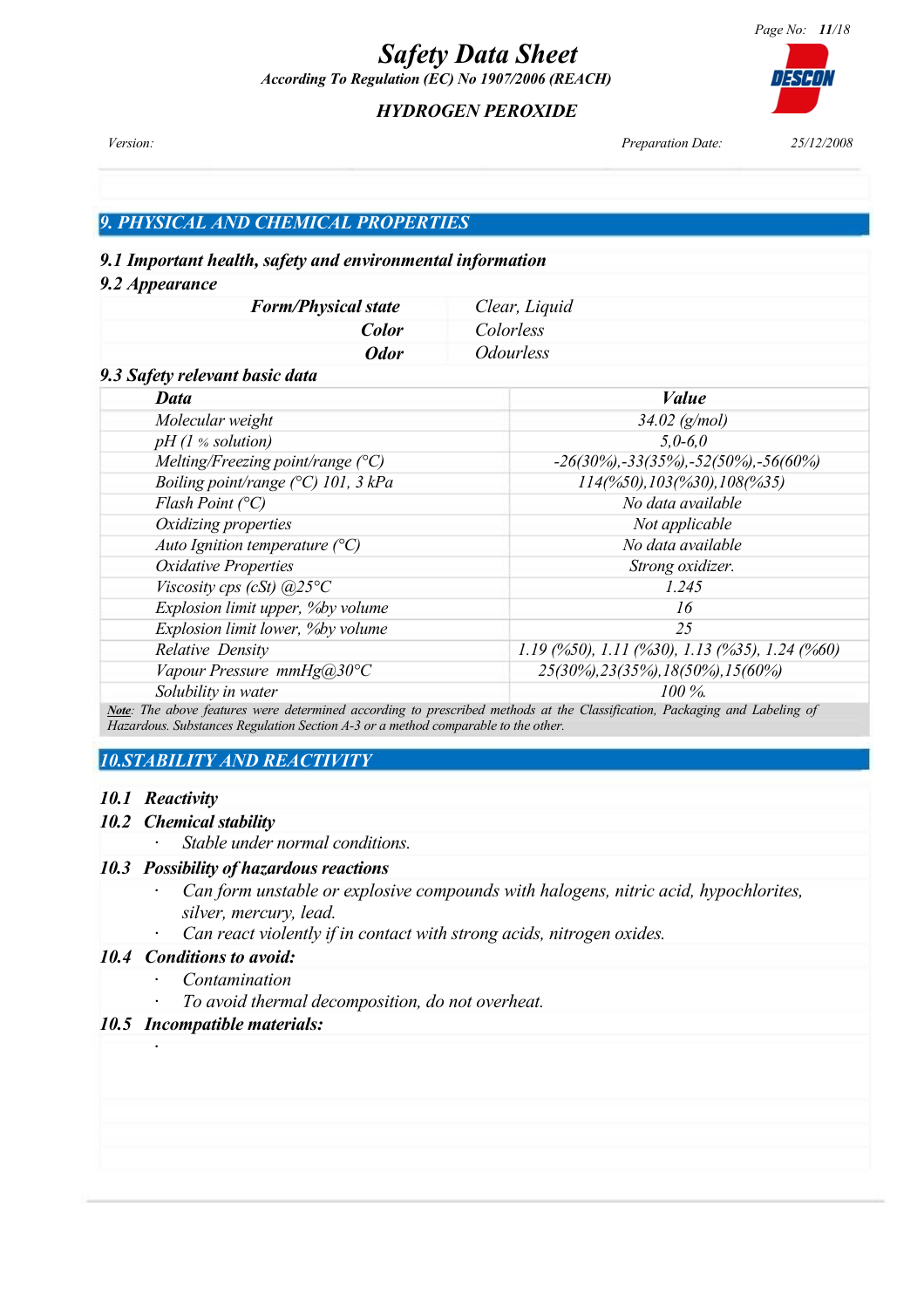## 9. PHYSICAL AND CHEMICAL PROPERTIES

### 9.1 Important health, safety and environmental information

### 9.2 Appearance

| | |
|---|---|
| **Form/Physical state** | Clear, Liquid |
| **Color** | Colorless |
| **Odor** | Odourless |

### 9.3 Safety relevant basic data

| Data | Value |
|---|---|
| Molecular weight | 34.02 (g/mol) |
| pH (1 % solution) | 5,0-6,0 |
| Melting/Freezing point/range (°C) | -26(30%),-33(35%),-52(50%),-56(60%) |
| Boiling point/range (°C) 101, 3 kPa | 114(%50),103(%30),108(%35) |
| Flash Point (°C) | No data available |
| Oxidizing properties | Not applicable |
| Auto Ignition temperature (°C) | No data available |
| Oxidative Properties | Strong oxidizer. |
| Viscosity cps (cSt) @25°C | 1.245 |
| Explosion limit upper, %by volume | 16 |
| Explosion limit lower, %by volume | 25 |
| Relative Density | 1.19 (%50), 1.11 (%30), 1.13 (%35), 1.24 (%60) |
| Vapour Pressure mmHg@30°C | 25(30%),23(35%),18(50%),15(60%) |
| Solubility in water | 100 %. |

*Note*: The above features were determined according to prescribed methods at the Classification, Packaging and Labeling of Hazardous. Substances Regulation Section A-3 or a method comparable to the other.

## 10.STABILITY AND REACTIVITY

### 10.1 Reactivity

### 10.2 Chemical stability

- Stable under normal conditions.

### 10.3 Possibility of hazardous reactions

- Can form unstable or explosive compounds with halogens, nitric acid, hypochlorites, silver, mercury, lead.
- Can react violently if in contact with strong acids, nitrogen oxides.

### 10.4 Conditions to avoid:

- Contamination
- To avoid thermal decomposition, do not overheat.

### 10.5 Incompatible materials:

-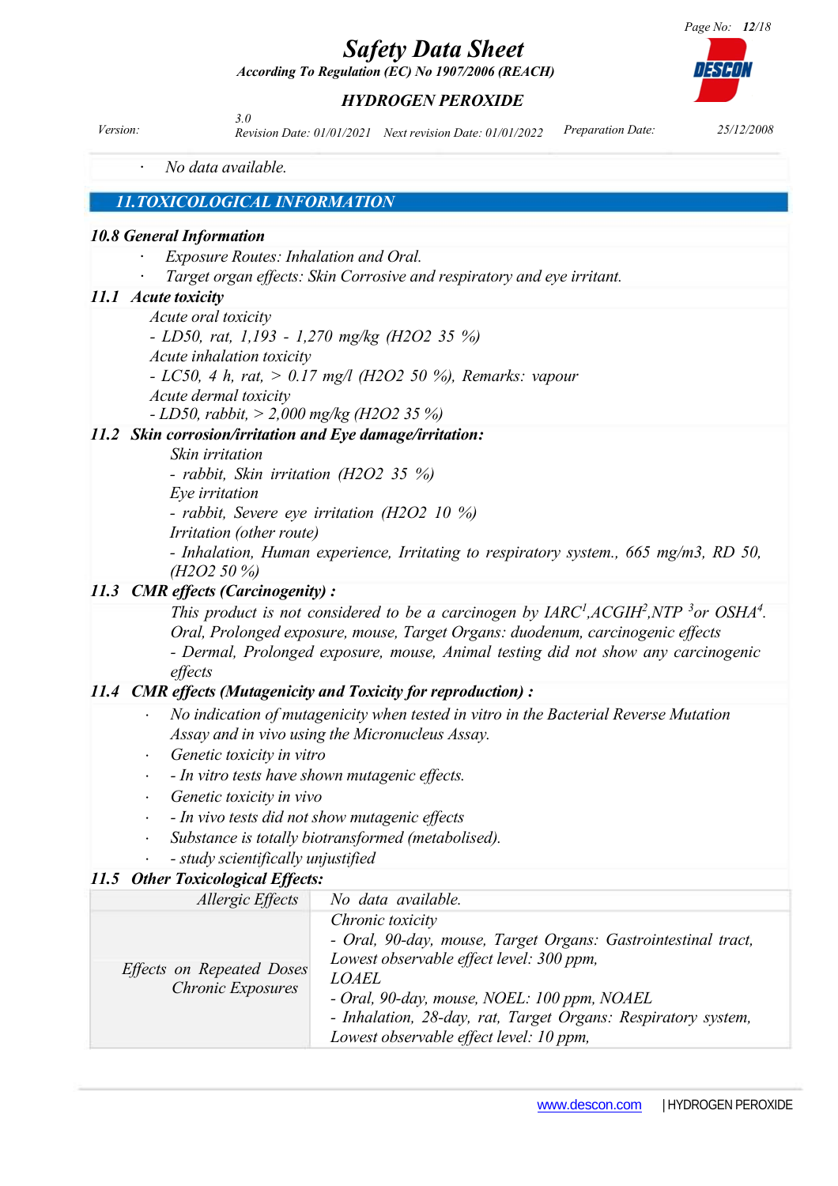- No data available.

## 11. TOXICOLOGICAL INFORMATION

### 10.8 General Information

- Exposure Routes: Inhalation and Oral.
- Target organ effects: Skin Corrosive and respiratory and eye irritant.

### 11.1 Acute toxicity

Acute oral toxicity
- LD50, rat, 1,193 - 1,270 mg/kg ($H_2O_2$ 35 %)

Acute inhalation toxicity
- LC50, 4 h, rat, > 0.17 mg/l ($H_2O_2$ 50 %), Remarks: vapour

Acute dermal toxicity
- LD50, rabbit, > 2,000 mg/kg ($H_2O_2$ 35 %)

### 11.2 Skin corrosion/irritation and Eye damage/irritation:

Skin irritation
- rabbit, Skin irritation ($H_2O_2$ 35 %)

Eye irritation
- rabbit, Severe eye irritation ($H_2O_2$ 10 %)

Irritation (other route)
- Inhalation, Human experience, Irritating to respiratory system., 665 mg/m3, RD 50, ($H_2O_2$ 50 %)

### 11.3 CMR effects (Carcinogenity) :

This product is not considered to be a carcinogen by IARC[1],ACGIH[2],NTP [3]or OSHA[4].
Oral, Prolonged exposure, mouse, Target Organs: duodenum, carcinogenic effects
- Dermal, Prolonged exposure, mouse, Animal testing did not show any carcinogenic effects

### 11.4 CMR effects (Mutagenicity and Toxicity for reproduction) :

- No indication of mutagenicity when tested in vitro in the Bacterial Reverse Mutation Assay and in vivo using the Micronucleus Assay.
- Genetic toxicity in vitro
- - In vitro tests have shown mutagenic effects.
- Genetic toxicity in vivo
- - In vivo tests did not show mutagenic effects
- Substance is totally biotransformed (metabolised).
- - study scientifically unjustified

### 11.5 Other Toxicological Effects:

| | |
|---|---|
| Allergic Effects | No data available. |
| Effects on Repeated Doses Chronic Exposures | Chronic toxicity<br>- Oral, 90-day, mouse, Target Organs: Gastrointestinal tract, Lowest observable effect level: 300 ppm, LOAEL<br>- Oral, 90-day, mouse, NOEL: 100 ppm, NOAEL<br>- Inhalation, 28-day, rat, Target Organs: Respiratory system, Lowest observable effect level: 10 ppm, |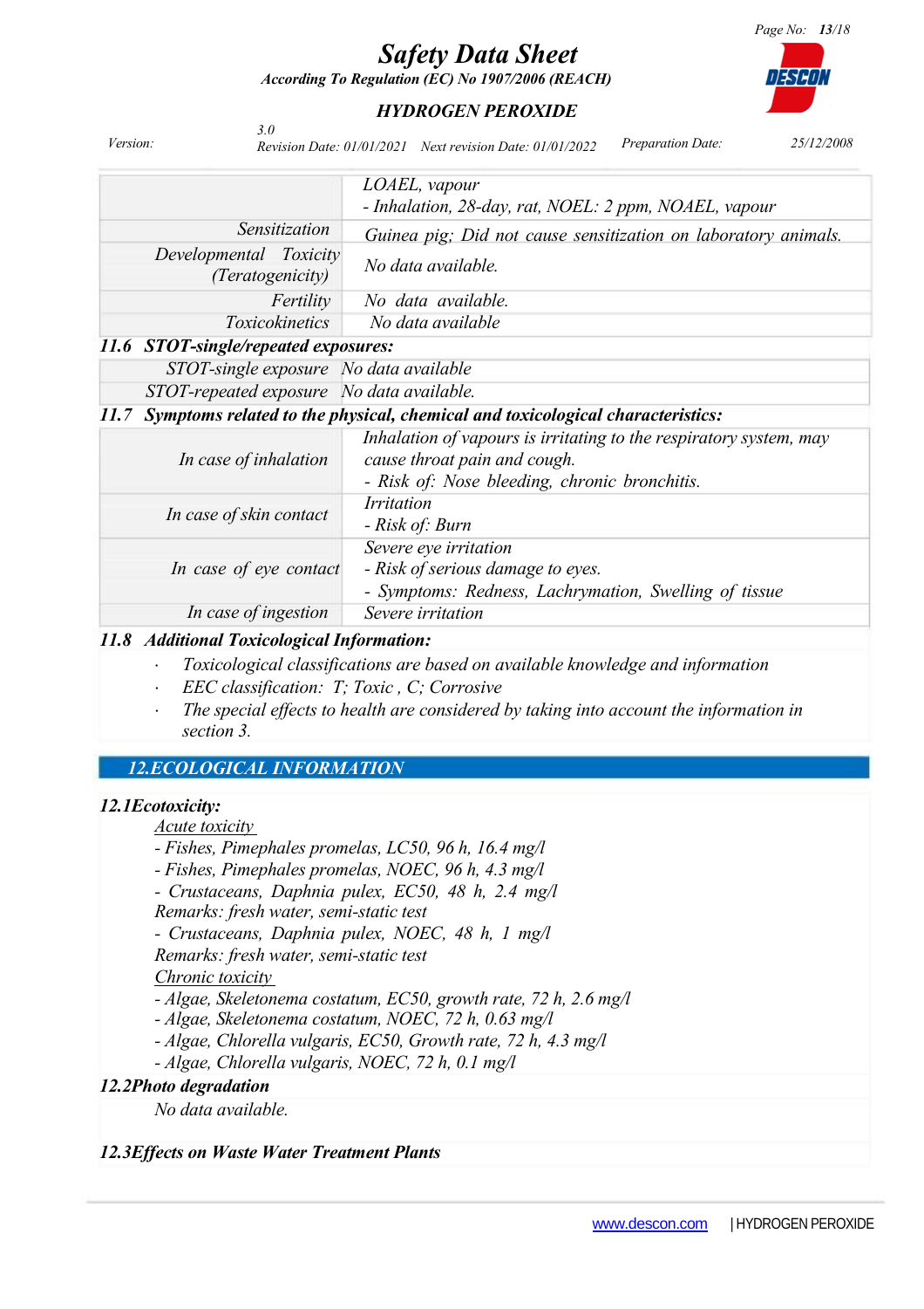| | |
|---|---|
| | LOAEL, vapour<br>- Inhalation, 28-day, rat, NOEL: 2 ppm, NOAEL, vapour |
| Sensitization | Guinea pig; Did not cause sensitization on laboratory animals. |
| Developmental Toxicity (Teratogenicity) | No data available. |
| Fertility | No data available. |
| Toxicokinetics | No data available |

### 11.6 STOT-single/repeated exposures:

| | |
|---|---|
| STOT-single exposure | No data available |
| STOT-repeated exposure | No data available. |

### 11.7 Symptoms related to the physical, chemical and toxicological characteristics:

| | |
|---|---|
| In case of inhalation | Inhalation of vapours is irritating to the respiratory system, may cause throat pain and cough.<br>- Risk of: Nose bleeding, chronic bronchitis. |
| In case of skin contact | Irritation<br>- Risk of: Burn |
| In case of eye contact | Severe eye irritation<br>- Risk of serious damage to eyes.<br>- Symptoms: Redness, Lachrymation, Swelling of tissue |
| In case of ingestion | Severe irritation |

### 11.8 Additional Toxicological Information:

- Toxicological classifications are based on available knowledge and information
- EEC classification: T; Toxic , C; Corrosive
- The special effects to health are considered by taking into account the information in section 3.

## 12.ECOLOGICAL INFORMATION

### 12.1Ecotoxicity:

Acute toxicity

- Fishes, Pimephales promelas, LC50, 96 h, 16.4 mg/l
- Fishes, Pimephales promelas, NOEC, 96 h, 4.3 mg/l
- Crustaceans, Daphnia pulex, EC50, 48 h, 2.4 mg/l

Remarks: fresh water, semi-static test

- Crustaceans, Daphnia pulex, NOEC, 48 h, 1 mg/l

Remarks: fresh water, semi-static test

Chronic toxicity

- Algae, Skeletonema costatum, EC50, growth rate, 72 h, 2.6 mg/l
- Algae, Skeletonema costatum, NOEC, 72 h, 0.63 mg/l
- Algae, Chlorella vulgaris, EC50, Growth rate, 72 h, 4.3 mg/l
- Algae, Chlorella vulgaris, NOEC, 72 h, 0.1 mg/l

### 12.2Photo degradation

No data available.

### 12.3Effects on Waste Water Treatment Plants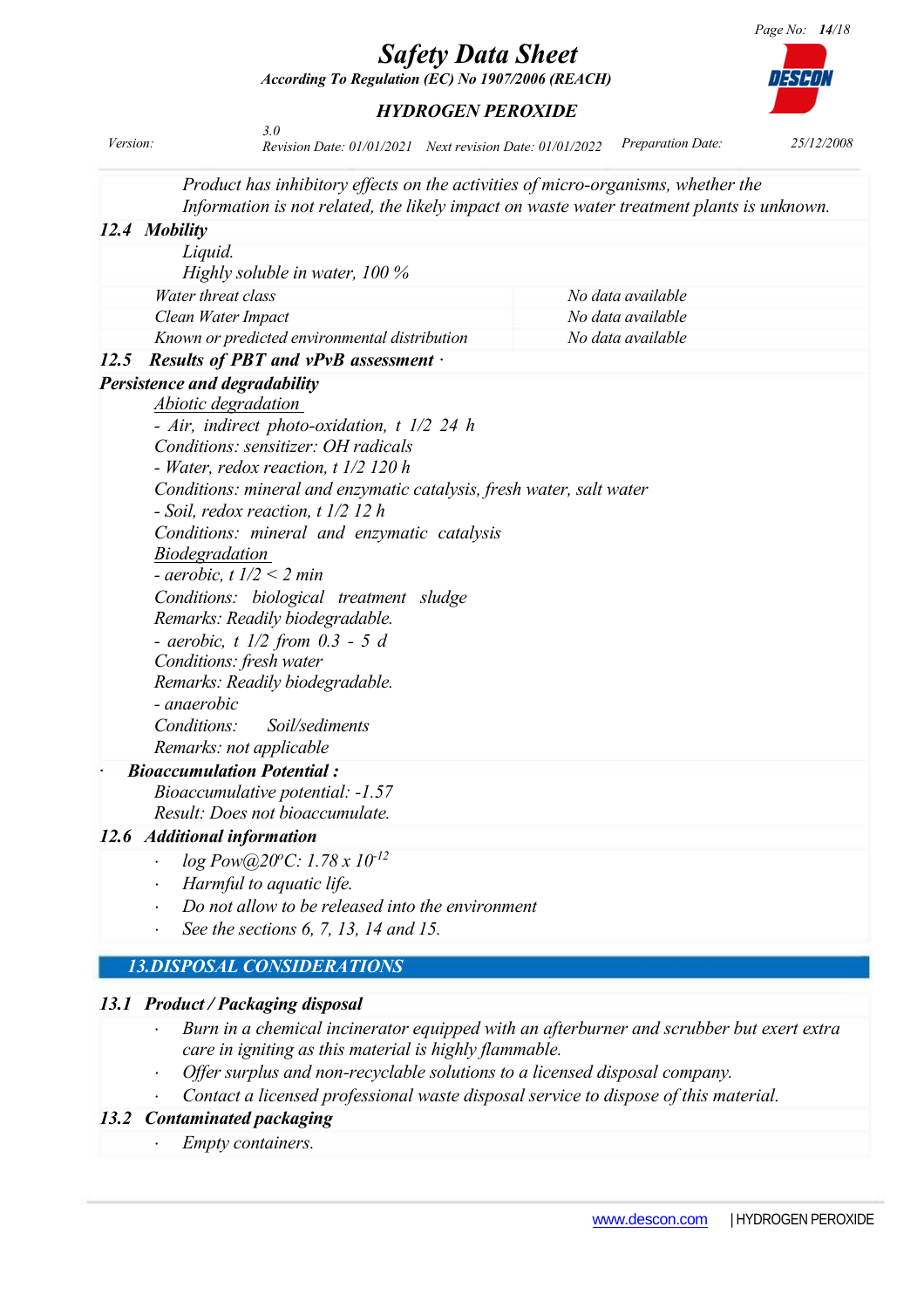*Product has inhibitory effects on the activities of micro-organisms, whether the Information is not related, the likely impact on waste water treatment plants is unknown.*

### 12.4 Mobility

*Liquid.*

*Highly soluble in water, 100 %*

| | |
|---|---|
| *Water threat class* | *No data available* |
| *Clean Water Impact* | *No data available* |
| *Known or predicted environmental distribution* | *No data available* |

### 12.5 Results of PBT and vPvB assessment ·

**Persistence and degradability**

*Abiotic degradation*

*- Air, indirect photo-oxidation, t 1/2 24 h*

*Conditions: sensitizer: OH radicals*

*- Water, redox reaction, t 1/2 120 h*

*Conditions: mineral and enzymatic catalysis, fresh water, salt water*

*- Soil, redox reaction, t 1/2 12 h*

*Conditions: mineral and enzymatic catalysis*

*Biodegradation*

*- aerobic, t 1/2 < 2 min*

*Conditions: biological treatment sludge*

*Remarks: Readily biodegradable.*

*- aerobic, t 1/2 from 0.3 - 5 d*

*Conditions: fresh water*

*Remarks: Readily biodegradable.*

*- anaerobic*

*Conditions: Soil/sediments*

*Remarks: not applicable*

· **Bioaccumulation Potential :**

*Bioaccumulative potential: -1.57*

*Result: Does not bioaccumulate.*

### 12.6 Additional information

- *log Pow@20°C: $1.78 \times 10^{-12}$*
- *Harmful to aquatic life.*
- *Do not allow to be released into the environment*
- *See the sections 6, 7, 13, 14 and 15.*

## 13.DISPOSAL CONSIDERATIONS

### 13.1 Product / Packaging disposal

- *Burn in a chemical incinerator equipped with an afterburner and scrubber but exert extra care in igniting as this material is highly flammable.*
- *Offer surplus and non-recyclable solutions to a licensed disposal company.*
- *Contact a licensed professional waste disposal service to dispose of this material.*

### 13.2 Contaminated packaging

- *Empty containers.*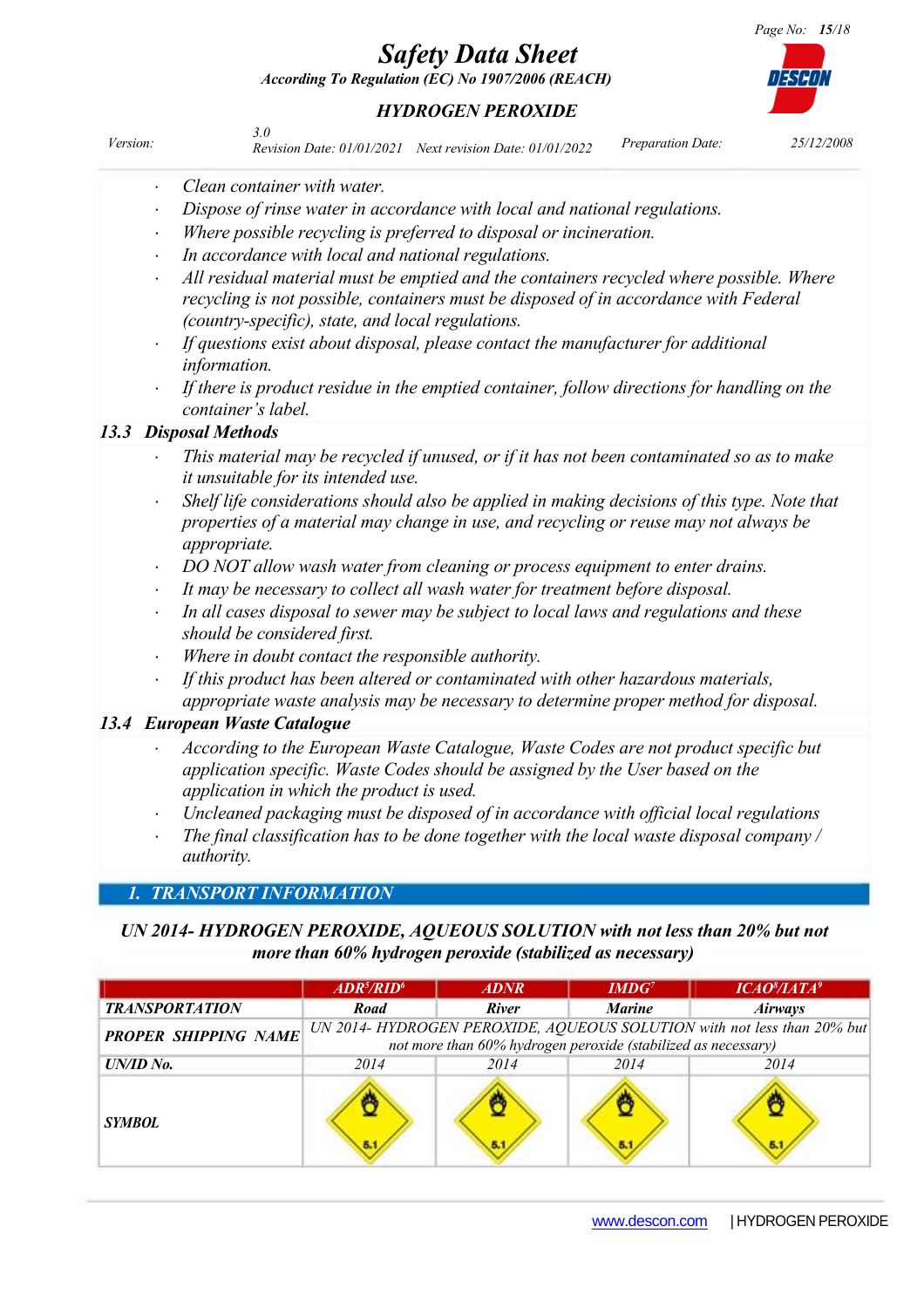- *Clean container with water.*
- *Dispose of rinse water in accordance with local and national regulations.*
- *Where possible recycling is preferred to disposal or incineration.*
- *In accordance with local and national regulations.*
- *All residual material must be emptied and the containers recycled where possible. Where recycling is not possible, containers must be disposed of in accordance with Federal (country-specific), state, and local regulations.*
- *If questions exist about disposal, please contact the manufacturer for additional information.*
- *If there is product residue in the emptied container, follow directions for handling on the container's label.*

### 13.3 Disposal Methods

- *This material may be recycled if unused, or if it has not been contaminated so as to make it unsuitable for its intended use.*
- *Shelf life considerations should also be applied in making decisions of this type. Note that properties of a material may change in use, and recycling or reuse may not always be appropriate.*
- *DO NOT allow wash water from cleaning or process equipment to enter drains.*
- *It may be necessary to collect all wash water for treatment before disposal.*
- *In all cases disposal to sewer may be subject to local laws and regulations and these should be considered first.*
- *Where in doubt contact the responsible authority.*
- *If this product has been altered or contaminated with other hazardous materials, appropriate waste analysis may be necessary to determine proper method for disposal.*

### 13.4 European Waste Catalogue

- *According to the European Waste Catalogue, Waste Codes are not product specific but application specific. Waste Codes should be assigned by the User based on the application in which the product is used.*
- *Uncleaned packaging must be disposed of in accordance with official local regulations*
- *The final classification has to be done together with the local waste disposal company / authority.*

## 1. TRANSPORT INFORMATION

***UN 2014- HYDROGEN PEROXIDE, AQUEOUS SOLUTION with not less than 20% but not more than 60% hydrogen peroxide (stabilized as necessary)***

| | ADR[5]/RID[6] | ADNR | IMDG[7] | ICAO[8]/IATA[9] |
|---|---|---|---|---|
| **TRANSPORTATION** | Road | River | Marine | Airways |
| **PROPER SHIPPING NAME** | UN 2014- HYDROGEN PEROXIDE, AQUEOUS SOLUTION with not less than 20% but not more than 60% hydrogen peroxide (stabilized as necessary) | | | |
| **UN/ID No.** | 2014 | 2014 | 2014 | 2014 |
| **SYMBOL** | 5.1 | 5.1 | 5.1 | 5.1 |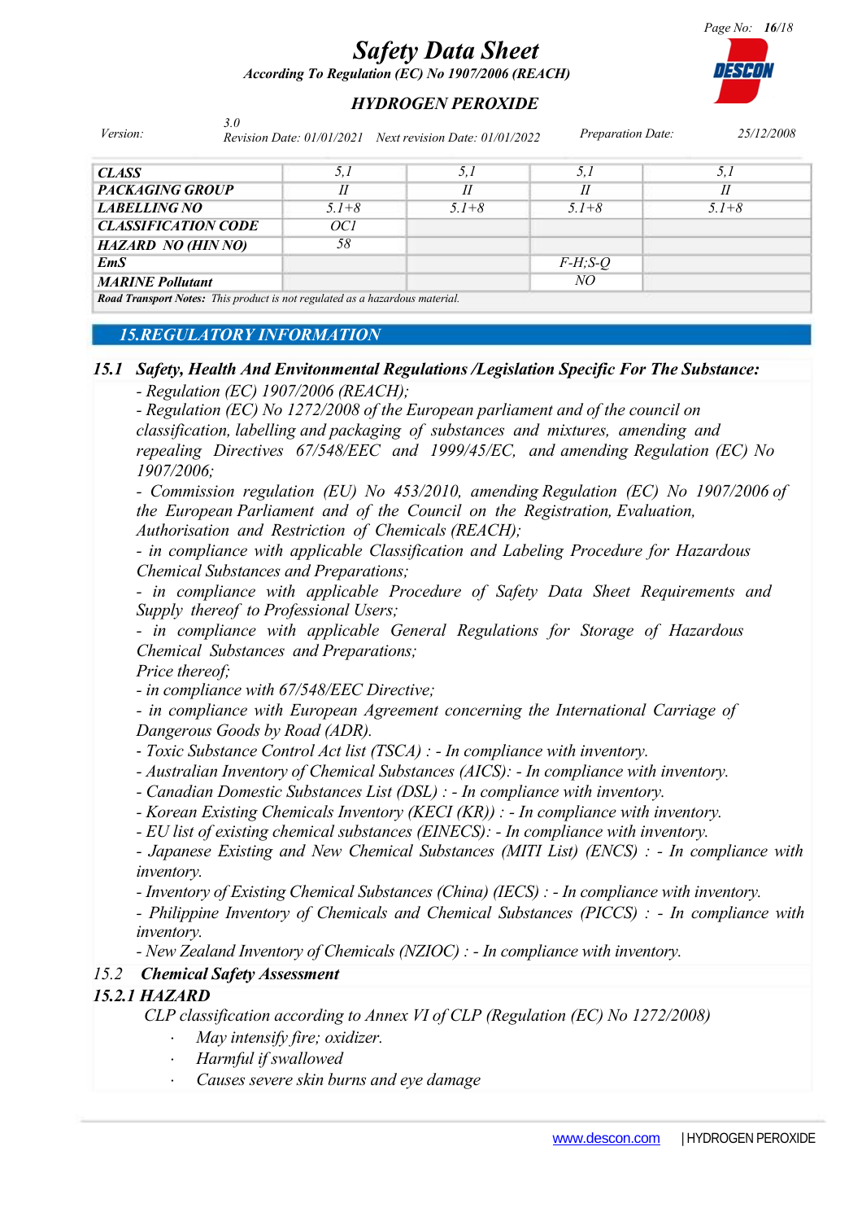| CLASS | 5,1 | 5,1 | 5,1 | 5,1 |
|---|---|---|---|---|
| PACKAGING GROUP | II | II | II | II |
| LABELLING NO | 5.1+8 | 5.1+8 | 5.1+8 | 5.1+8 |
| CLASSIFICATION CODE | OC1 | | | |
| HAZARD NO (HIN NO) | 58 | | | |
| EmS | | | F-H;S-Q | |
| MARINE Pollutant | | | NO | |

**Road Transport Notes:** *This product is not regulated as a hazardous material.*

## 15.REGULATORY INFORMATION

### 15.1 Safety, Health And Envitonmental Regulations /Legislation Specific For The Substance:

- Regulation (EC) 1907/2006 (REACH);
- Regulation (EC) No 1272/2008 of the European parliament and of the council on classification, labelling and packaging of substances and mixtures, amending and repealing Directives 67/548/EEC and 1999/45/EC, and amending Regulation (EC) No 1907/2006;
- Commission regulation (EU) No 453/2010, amending Regulation (EC) No 1907/2006 of the European Parliament and of the Council on the Registration, Evaluation, Authorisation and Restriction of Chemicals (REACH);
- in compliance with applicable Classification and Labeling Procedure for Hazardous Chemical Substances and Preparations;
- in compliance with applicable Procedure of Safety Data Sheet Requirements and Supply thereof to Professional Users;
- in compliance with applicable General Regulations for Storage of Hazardous Chemical Substances and Preparations;

Price thereof;

- in compliance with 67/548/EEC Directive;
- in compliance with European Agreement concerning the International Carriage of Dangerous Goods by Road (ADR).
- Toxic Substance Control Act list (TSCA) : - In compliance with inventory.
- Australian Inventory of Chemical Substances (AICS): - In compliance with inventory.
- Canadian Domestic Substances List (DSL) : - In compliance with inventory.
- Korean Existing Chemicals Inventory (KECI (KR)) : - In compliance with inventory.
- EU list of existing chemical substances (EINECS): - In compliance with inventory.
- Japanese Existing and New Chemical Substances (MITI List) (ENCS) : - In compliance with inventory.
- Inventory of Existing Chemical Substances (China) (IECS) : - In compliance with inventory.
- Philippine Inventory of Chemicals and Chemical Substances (PICCS) : - In compliance with inventory.
- New Zealand Inventory of Chemicals (NZIOC) : - In compliance with inventory.

### 15.2 Chemical Safety Assessment

### 15.2.1 HAZARD

CLP classification according to Annex VI of CLP (Regulation (EC) No 1272/2008)

- May intensify fire; oxidizer.
- Harmful if swallowed
- Causes severe skin burns and eye damage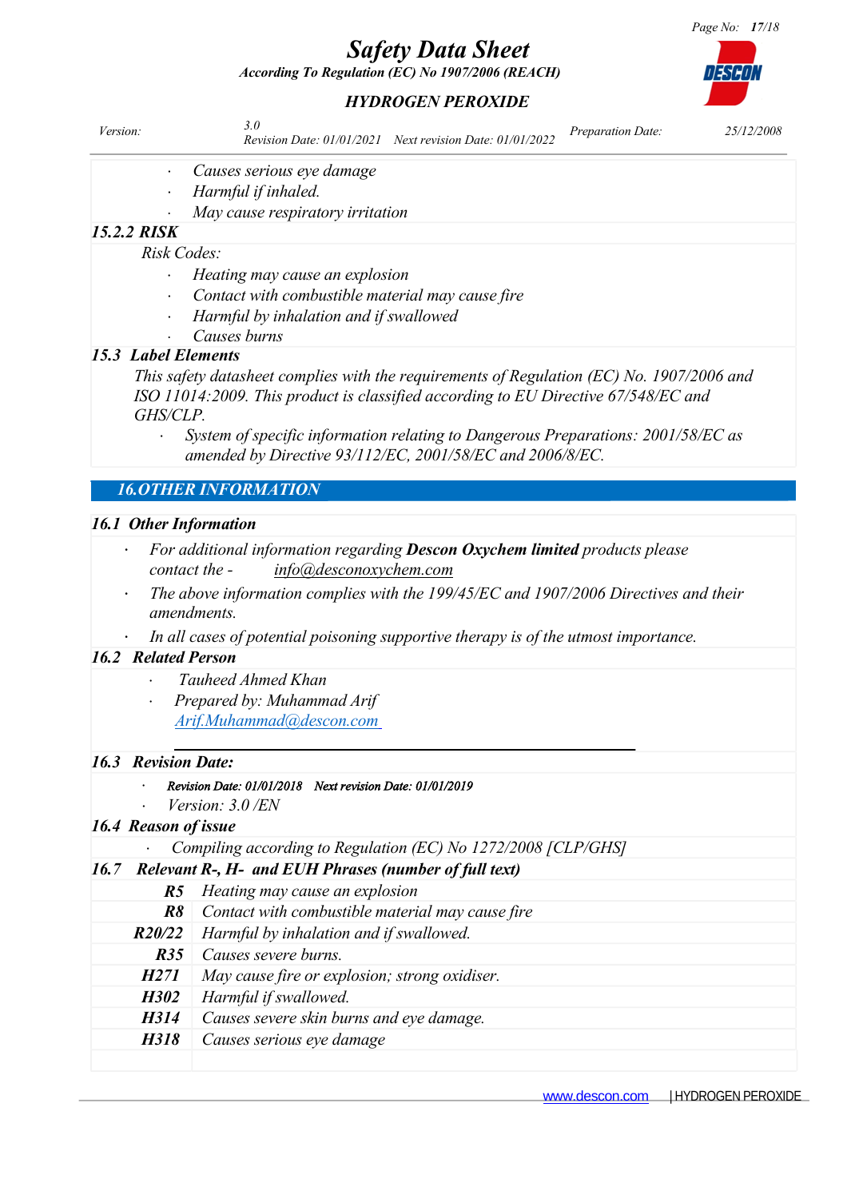- *Causes serious eye damage*
- *Harmful if inhaled.*
- *May cause respiratory irritation*

### *15.2.2 RISK*

*Risk Codes:*

- *Heating may cause an explosion*
- *Contact with combustible material may cause fire*
- *Harmful by inhalation and if swallowed*
- *Causes burns*

### *15.3 Label Elements*

*This safety datasheet complies with the requirements of Regulation (EC) No. 1907/2006 and ISO 11014:2009. This product is classified according to EU Directive 67/548/EC and GHS/CLP.*

- *System of specific information relating to Dangerous Preparations: 2001/58/EC as amended by Directive 93/112/EC, 2001/58/EC and 2006/8/EC.*

## *16. OTHER INFORMATION*

### *16.1 Other Information*

- *For additional information regarding* ***Descon Oxychem limited*** *products please contact the - info@desconoxychem.com*
- *The above information complies with the 199/45/EC and 1907/2006 Directives and their amendments.*
- *In all cases of potential poisoning supportive therapy is of the utmost importance.*

### *16.2 Related Person*

- *Tauheed Ahmed Khan*
- *Prepared by: Muhammad Arif* *Arif.Muhammad@descon.com*

### *16.3 Revision Date:*

- ***Revision Date: 01/01/2018 Next revision Date: 01/01/2019***
- *Version: 3.0 /EN*

### *16.4 Reason of issue*

- *Compiling according to Regulation (EC) No 1272/2008 [CLP/GHS]*

### *16.7 Relevant R-, H- and EUH Phrases (number of full text)*

| | |
|---|---|
| **R5** | *Heating may cause an explosion* |
| **R8** | *Contact with combustible material may cause fire* |
| **R20/22** | *Harmful by inhalation and if swallowed.* |
| **R35** | *Causes severe burns.* |
| **H271** | *May cause fire or explosion; strong oxidiser.* |
| **H302** | *Harmful if swallowed.* |
| **H314** | *Causes severe skin burns and eye damage.* |
| **H318** | *Causes serious eye damage* |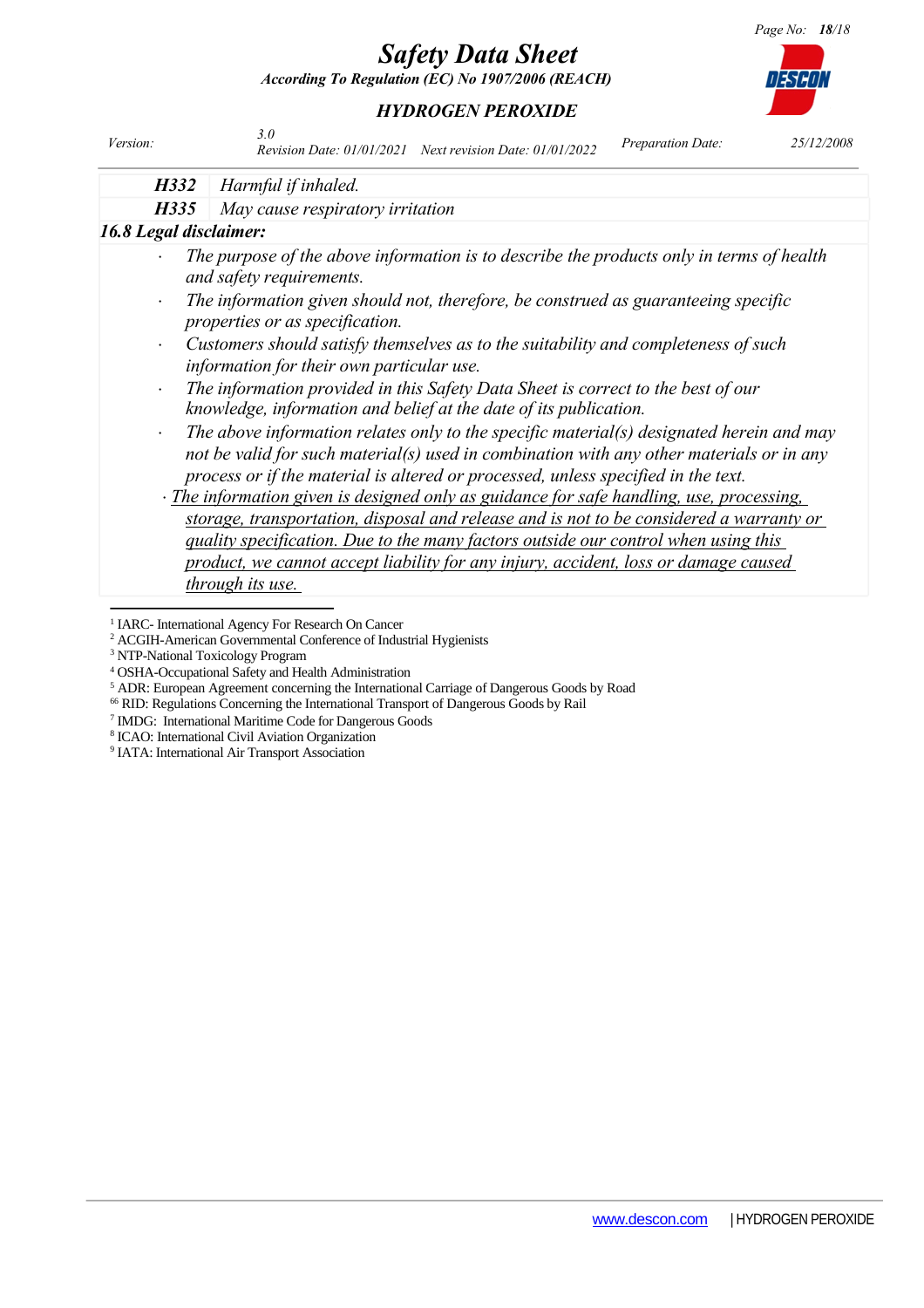| | |
|---|---|
| ***H332*** | *Harmful if inhaled.* |
| ***H335*** | *May cause respiratory irritation* |

### *16.8 Legal disclaimer:*

- *The purpose of the above information is to describe the products only in terms of health and safety requirements.*
- *The information given should not, therefore, be construed as guaranteeing specific properties or as specification.*
- *Customers should satisfy themselves as to the suitability and completeness of such information for their own particular use.*
- *The information provided in this Safety Data Sheet is correct to the best of our knowledge, information and belief at the date of its publication.*
- *The above information relates only to the specific material(s) designated herein and may not be valid for such material(s) used in combination with any other materials or in any process or if the material is altered or processed, unless specified in the text.*
- *The information given is designed only as guidance for safe handling, use, processing, storage, transportation, disposal and release and is not to be considered a warranty or quality specification. Due to the many factors outside our control when using this product, we cannot accept liability for any injury, accident, loss or damage caused through its use.*

---

[1] IARC- International Agency For Research On Cancer

[2] ACGIH-American Governmental Conference of Industrial Hygienists

[3] NTP-National Toxicology Program

[4] OSHA-Occupational Safety and Health Administration

[5] ADR: European Agreement concerning the International Carriage of Dangerous Goods by Road

[66] RID: Regulations Concerning the International Transport of Dangerous Goods by Rail

[7] IMDG: International Maritime Code for Dangerous Goods

[8] ICAO: International Civil Aviation Organization

[9] IATA: International Air Transport Association